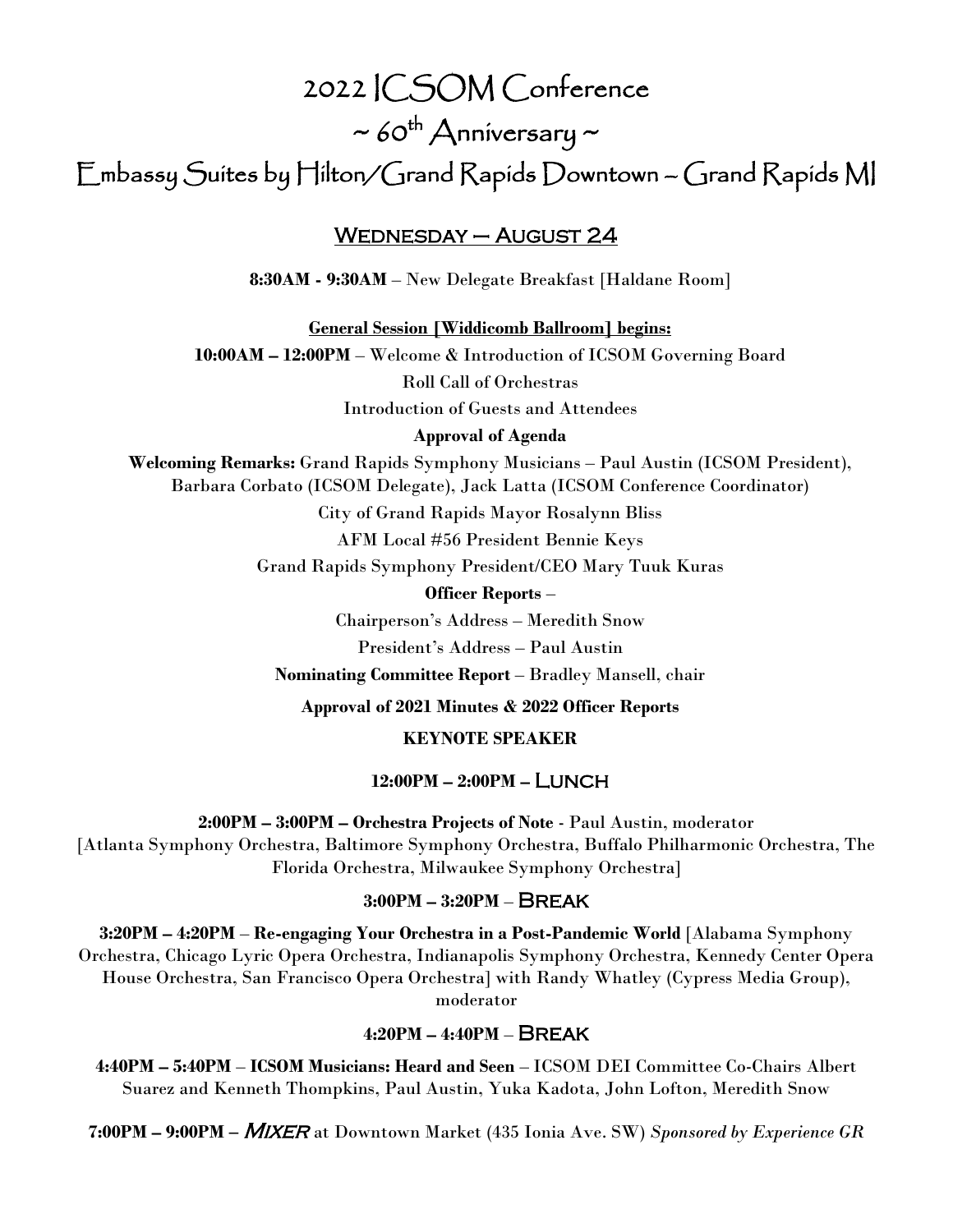# 2022 ICSOM Conference

# ~ 60th Anniversary ~

# Embassy Suites by Hilton/Grand Rapids Downtown – Grand Rapids MI

## Wednesday – August 24

**8:30AM - 9:30AM** – New Delegate Breakfast [Haldane Room]

**General Session [Widdicomb Ballroom] begins:**

**10:00AM – 12:00PM** – Welcome & Introduction of ICSOM Governing Board

Roll Call of Orchestras

Introduction of Guests and Attendees

**Approval of Agenda**

**Welcoming Remarks:** Grand Rapids Symphony Musicians – Paul Austin (ICSOM President), Barbara Corbato (ICSOM Delegate), Jack Latta (ICSOM Conference Coordinator)

City of Grand Rapids Mayor Rosalynn Bliss

AFM Local #56 President Bennie Keys

Grand Rapids Symphony President/CEO Mary Tuuk Kuras

**Officer Reports** –

Chairperson's Address – Meredith Snow

President's Address – Paul Austin

**Nominating Committee Report** – Bradley Mansell, chair

**Approval of 2021 Minutes & 2022 Officer Reports**

**KEYNOTE SPEAKER**

**12:00PM – 2:00PM – Lunch**

**2:00PM – 3:00PM – Orchestra Projects of Note** - Paul Austin, moderator [Atlanta Symphony Orchestra, Baltimore Symphony Orchestra, Buffalo Philharmonic Orchestra, The Florida Orchestra, Milwaukee Symphony Orchestra]

**3:00PM – 3:20PM** – **Break**

**3:20PM – 4:20PM** – **Re-engaging Your Orchestra in a Post-Pandemic World** [Alabama Symphony Orchestra, Chicago Lyric Opera Orchestra, Indianapolis Symphony Orchestra, Kennedy Center Opera House Orchestra, San Francisco Opera Orchestra] with Randy Whatley (Cypress Media Group), moderator

**4:20PM – 4:40PM** – **Break**

**4:40PM – 5:40PM** – **ICSOM Musicians: Heard and Seen** – ICSOM DEI Committee Co-Chairs Albert Suarez and Kenneth Thompkins, Paul Austin, Yuka Kadota, John Lofton, Meredith Snow

**7:00PM – 9:00PM** – ***Mixer*** at Downtown Market (435 Ionia Ave. SW) *Sponsored by Experience GR*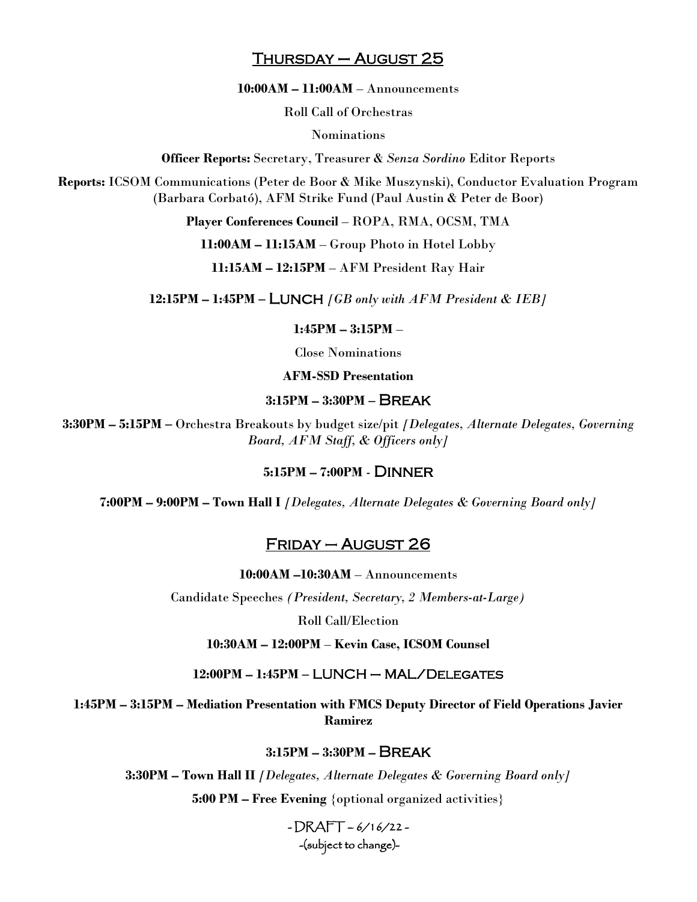## Thursday – August 25

**10:00AM – 11:00AM** – Announcements

Roll Call of Orchestras

Nominations

**Officer Reports:** Secretary, Treasurer & *Senza Sordino* Editor Reports

**Reports:** ICSOM Communications (Peter de Boor & Mike Muszynski), Conductor Evaluation Program (Barbara Corbató), AFM Strike Fund (Paul Austin & Peter de Boor)

**Player Conferences Council** – ROPA, RMA, OCSM, TMA

**11:00AM – 11:15AM** – Group Photo in Hotel Lobby

**11:15AM – 12:15PM** – AFM President Ray Hair

**12:15PM – 1:45PM** – LUNCH *[GB only with AFM President & IEB]*

**1:45PM – 3:15PM** –

Close Nominations

**AFM-SSD Presentation**

**3:15PM – 3:30PM** – BREAK

**3:30PM – 5:15PM** – Orchestra Breakouts by budget size/pit *[Delegates, Alternate Delegates, Governing Board, AFM Staff, & Officers only]*

**5:15PM – 7:00PM** - DINNER

**7:00PM – 9:00PM – Town Hall I** *[Delegates, Alternate Delegates & Governing Board only]*

## Friday – August 26

**10:00AM –10:30AM** – Announcements

Candidate Speeches *(President, Secretary, 2 Members-at-Large)*

Roll Call/Election

**10:30AM – 12:00PM** – **Kevin Case, ICSOM Counsel**

**12:00PM – 1:45PM** – LUNCH – MAL/DELEGATES

**1:45PM – 3:15PM – Mediation Presentation with FMCS Deputy Director of Field Operations Javier Ramirez**

**3:15PM – 3:30PM** – BREAK

**3:30PM – Town Hall II** *[Delegates, Alternate Delegates & Governing Board only]*

**5:00 PM – Free Evening** {optional organized activities}

- DRAFT – 6/16/22 -
-(subject to change)-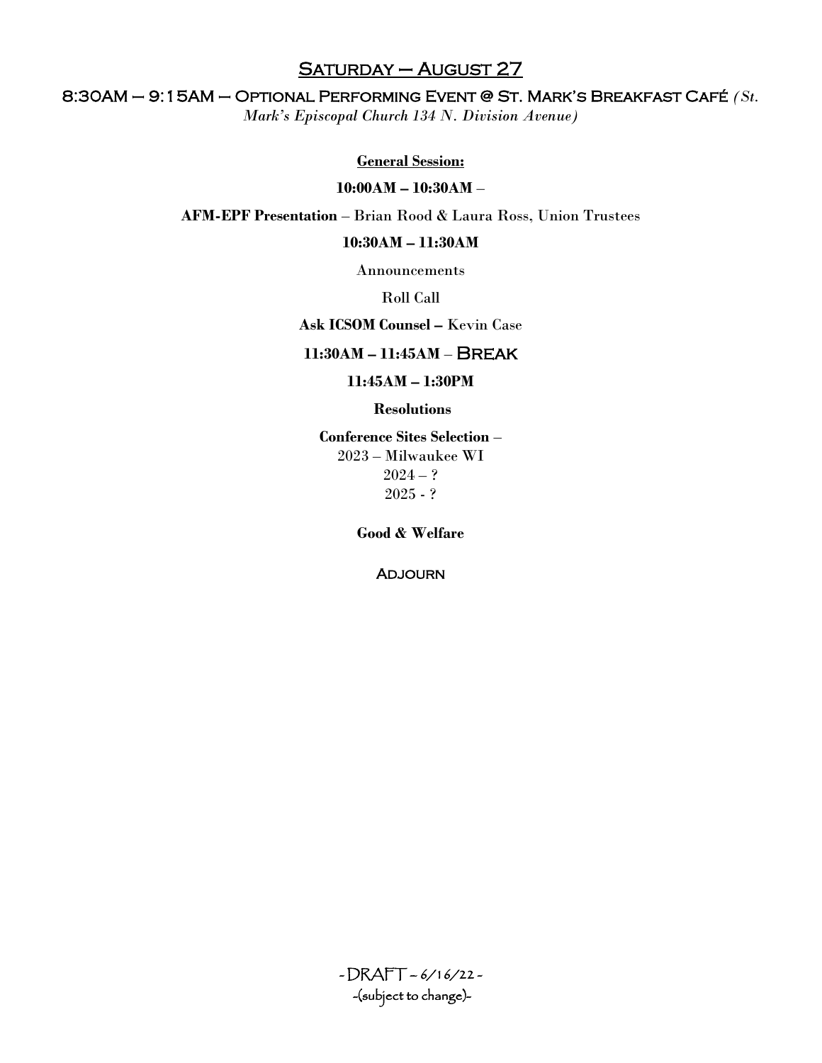## Saturday – August 27

**8:30AM – 9:15AM – Optional Performing Event @ St. Mark's Breakfast Café** *(St. Mark's Episcopal Church 134 N. Division Avenue)*

**General Session:**

**10:00AM – 10:30AM** –

**AFM-EPF Presentation** – Brian Rood & Laura Ross, Union Trustees

**10:30AM – 11:30AM**

Announcements

Roll Call

**Ask ICSOM Counsel –** Kevin Case

**11:30AM – 11:45AM** – Break

**11:45AM – 1:30PM**

**Resolutions**

**Conference Sites Selection** –
2023 – Milwaukee WI
2024 – ?
2025 - ?

**Good & Welfare**

Adjourn

- DRAFT – 6/16/22 -
-(subject to change)-